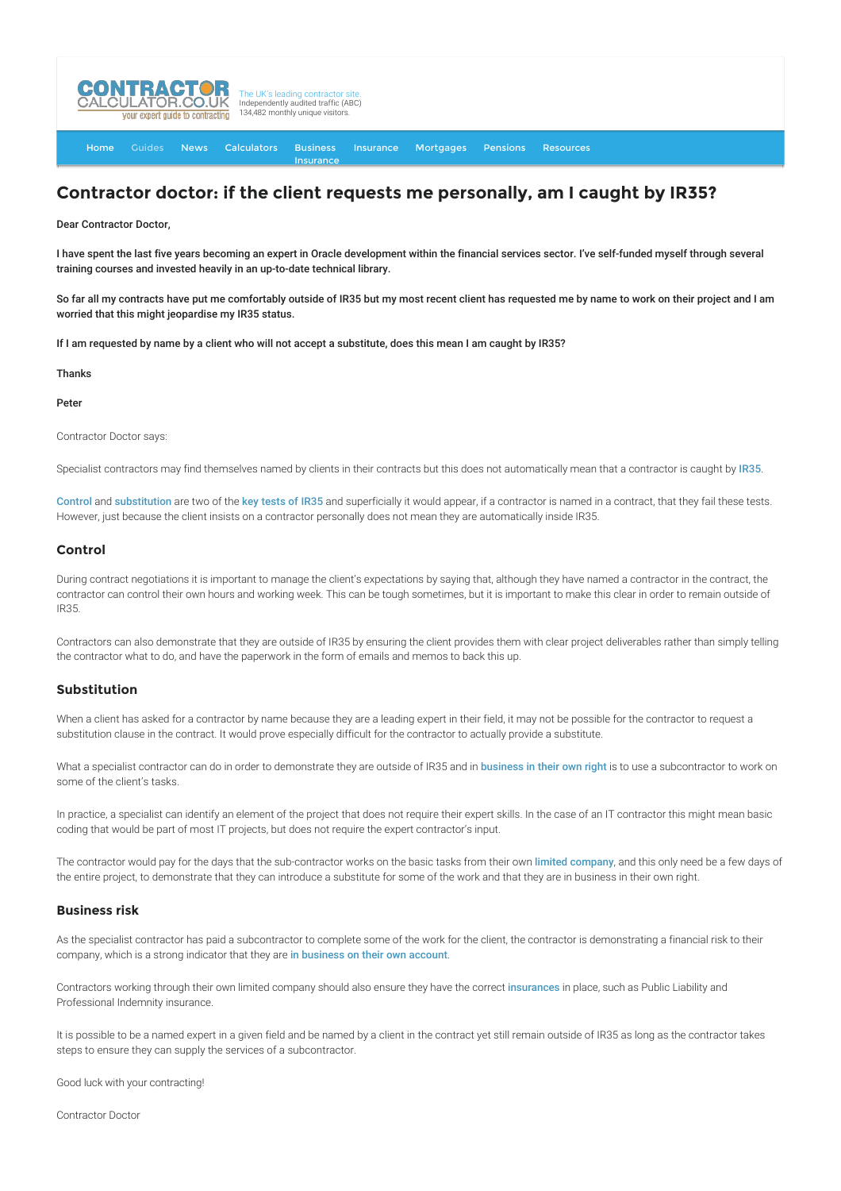CONTRACTOR CALCULATOR.CO.UK your expert guide to contracting

The UK's leading contractor site. Independently audited traffic (ABC) 134,482 monthly unique visitors.

Home | Guides | News | Calculators | Business Insurance | Insurance | Mortgages | Pensions | Resources

# Contractor doctor: if the client requests me personally, am I caught by IR35?

**Dear Contractor Doctor,**

**I have spent the last five years becoming an expert in Oracle development within the financial services sector. I've self-funded myself through several training courses and invested heavily in an up-to-date technical library.**

**So far all my contracts have put me comfortably outside of IR35 but my most recent client has requested me by name to work on their project and I am worried that this might jeopardise my IR35 status.**

**If I am requested by name by a client who will not accept a substitute, does this mean I am caught by IR35?**

**Thanks**

**Peter**

Contractor Doctor says:

Specialist contractors may find themselves named by clients in their contracts but this does not automatically mean that a contractor is caught by IR35.

Control and substitution are two of the key tests of IR35 and superficially it would appear, if a contractor is named in a contract, that they fail these tests. However, just because the client insists on a contractor personally does not mean they are automatically inside IR35.

## Control

During contract negotiations it is important to manage the client's expectations by saying that, although they have named a contractor in the contract, the contractor can control their own hours and working week. This can be tough sometimes, but it is important to make this clear in order to remain outside of IR35.

Contractors can also demonstrate that they are outside of IR35 by ensuring the client provides them with clear project deliverables rather than simply telling the contractor what to do, and have the paperwork in the form of emails and memos to back this up.

## Substitution

When a client has asked for a contractor by name because they are a leading expert in their field, it may not be possible for the contractor to request a substitution clause in the contract. It would prove especially difficult for the contractor to actually provide a substitute.

What a specialist contractor can do in order to demonstrate they are outside of IR35 and in business in their own right is to use a subcontractor to work on some of the client's tasks.

In practice, a specialist can identify an element of the project that does not require their expert skills. In the case of an IT contractor this might mean basic coding that would be part of most IT projects, but does not require the expert contractor's input.

The contractor would pay for the days that the sub-contractor works on the basic tasks from their own limited company, and this only need be a few days of the entire project, to demonstrate that they can introduce a substitute for some of the work and that they are in business in their own right.

## Business risk

As the specialist contractor has paid a subcontractor to complete some of the work for the client, the contractor is demonstrating a financial risk to their company, which is a strong indicator that they are in business on their own account.

Contractors working through their own limited company should also ensure they have the correct insurances in place, such as Public Liability and Professional Indemnity insurance.

It is possible to be a named expert in a given field and be named by a client in the contract yet still remain outside of IR35 as long as the contractor takes steps to ensure they can supply the services of a subcontractor.

Good luck with your contracting!

Contractor Doctor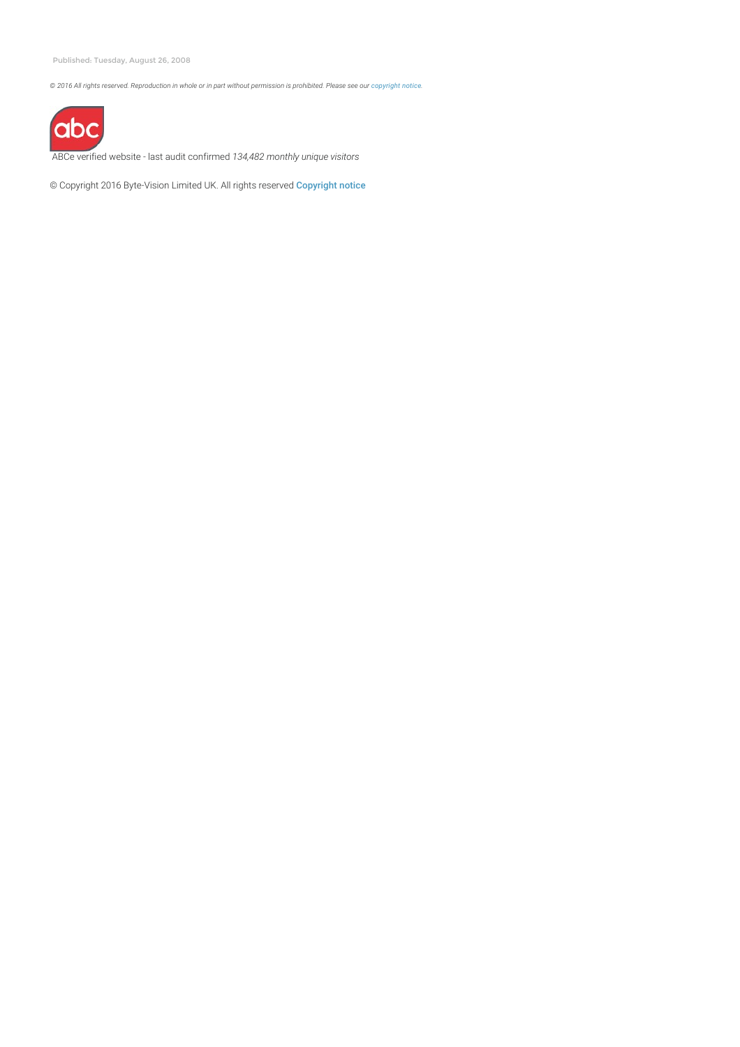Published: Tuesday, August 26, 2008

*© 2016 All rights reserved. Reproduction in whole or in part without permission is prohibited. Please see our copyright notice.*

abc

ABCe verified website - last audit confirmed *134,482 monthly unique visitors*

© Copyright 2016 Byte-Vision Limited UK. All rights reserved **Copyright notice**